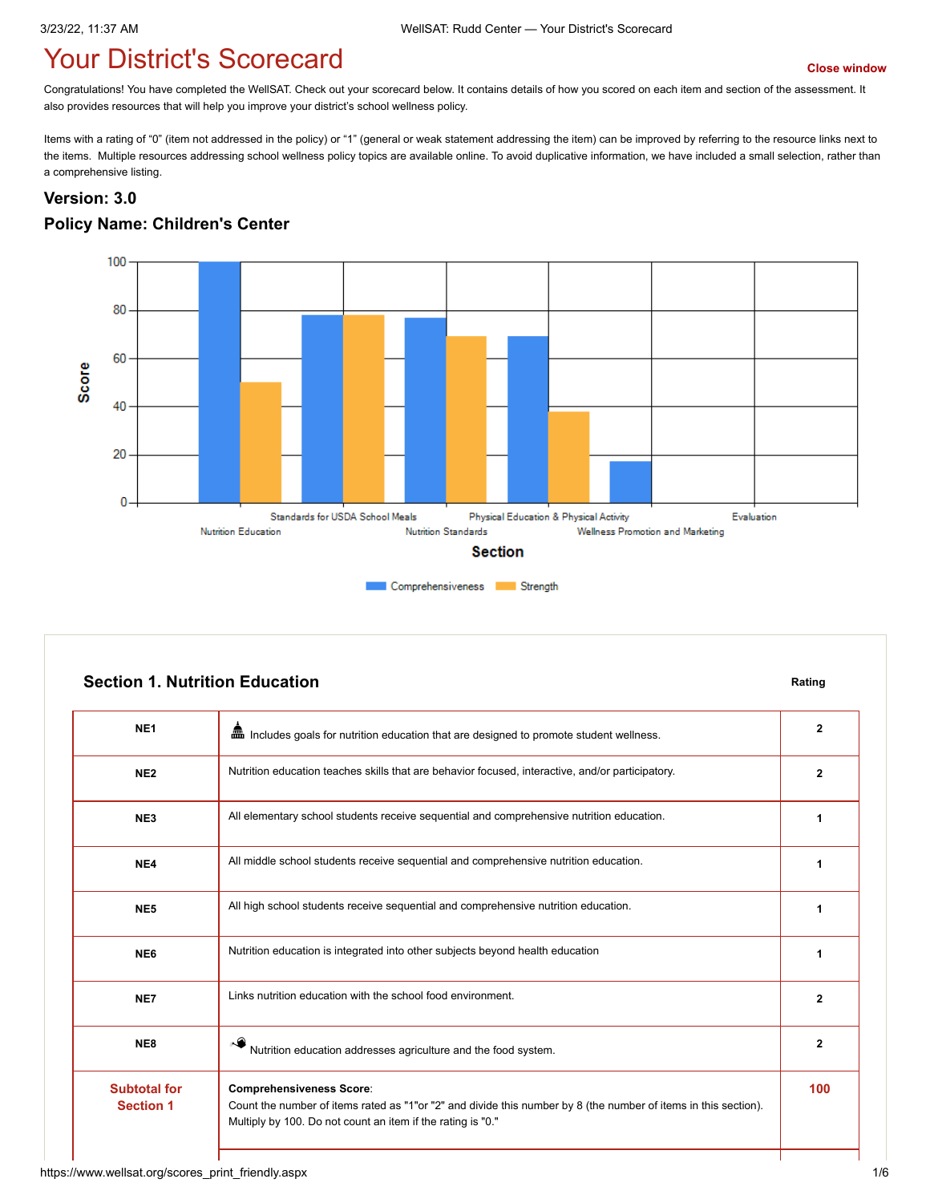# Your District's Scorecard

Close window

Congratulations! You have completed the WellSAT. Check out your scorecard below. It contains details of how you scored on each item and section of the assessment. It also provides resources that will help you improve your district's school wellness policy.

Items with a rating of "0" (item not addressed in the policy) or "1" (general or weak statement addressing the item) can be improved by referring to the resource links next to the items. Multiple resources addressing school wellness policy topics are available online. To avoid duplicative information, we have included a small selection, rather than a comprehensive listing.

### Version: 3.0

### Policy Name: Children's Center

| Section | Comprehensiveness | Strength |
|---|---|---|
| Nutrition Education | 100 | 50 |
| Standards for USDA School Meals | 78 | 78 |
| Nutrition Standards | 77 | 69 |
| Physical Education & Physical Activity | 69 | 38 |
| Wellness Promotion and Marketing | 17 | 0 |
| Evaluation | 0 | 0 |

## Section 1. Nutrition Education

| | | Rating |
|---|---|---|
| NE1 | Includes goals for nutrition education that are designed to promote student wellness. | 2 |
| NE2 | Nutrition education teaches skills that are behavior focused, interactive, and/or participatory. | 2 |
| NE3 | All elementary school students receive sequential and comprehensive nutrition education. | 1 |
| NE4 | All middle school students receive sequential and comprehensive nutrition education. | 1 |
| NE5 | All high school students receive sequential and comprehensive nutrition education. | 1 |
| NE6 | Nutrition education is integrated into other subjects beyond health education | 1 |
| NE7 | Links nutrition education with the school food environment. | 2 |
| NE8 | Nutrition education addresses agriculture and the food system. | 2 |
| **Subtotal for Section 1** | **Comprehensiveness Score**: Count the number of items rated as "1"or "2" and divide this number by 8 (the number of items in this section). Multiply by 100. Do not count an item if the rating is "0." | **100** |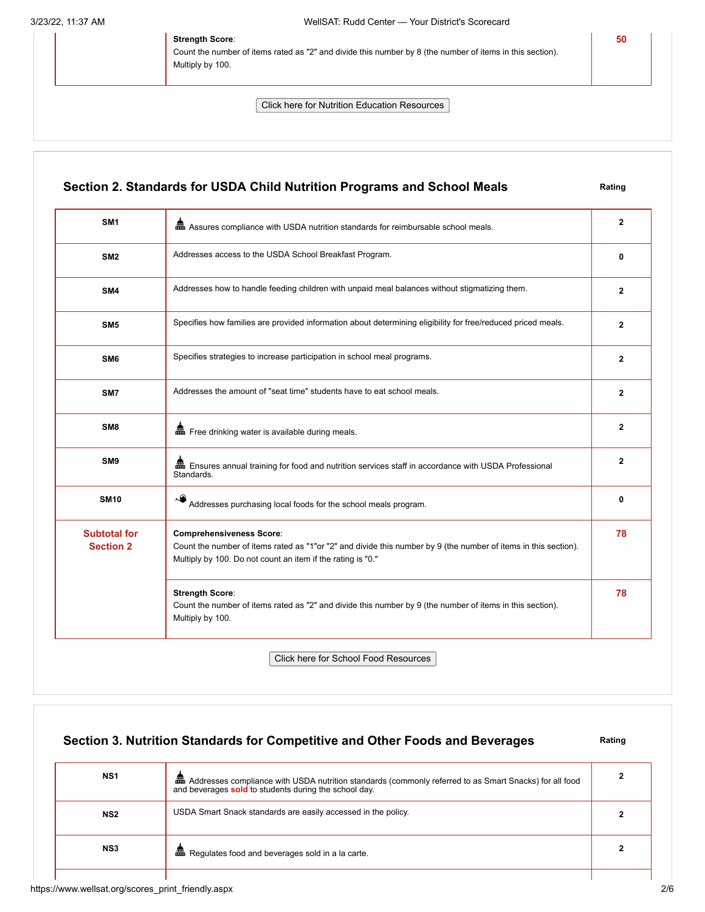| | | |
|---|---|---|
| | **Strength Score**: Count the number of items rated as "2" and divide this number by 8 (the number of items in this section). Multiply by 100. | 50 |

Click here for Nutrition Education Resources

## Section 2. Standards for USDA Child Nutrition Programs and School Meals

| | | Rating |
|---|---|---|
| SM1 | Assures compliance with USDA nutrition standards for reimbursable school meals. | 2 |
| SM2 | Addresses access to the USDA School Breakfast Program. | 0 |
| SM4 | Addresses how to handle feeding children with unpaid meal balances without stigmatizing them. | 2 |
| SM5 | Specifies how families are provided information about determining eligibility for free/reduced priced meals. | 2 |
| SM6 | Specifies strategies to increase participation in school meal programs. | 2 |
| SM7 | Addresses the amount of "seat time" students have to eat school meals. | 2 |
| SM8 | Free drinking water is available during meals. | 2 |
| SM9 | Ensures annual training for food and nutrition services staff in accordance with USDA Professional Standards. | 2 |
| SM10 | Addresses purchasing local foods for the school meals program. | 0 |
| **Subtotal for Section 2** | **Comprehensiveness Score**: Count the number of items rated as "1"or "2" and divide this number by 9 (the number of items in this section). Multiply by 100. Do not count an item if the rating is "0." | 78 |
| | **Strength Score**: Count the number of items rated as "2" and divide this number by 9 (the number of items in this section). Multiply by 100. | 78 |

Click here for School Food Resources

## Section 3. Nutrition Standards for Competitive and Other Foods and Beverages

| | | Rating |
|---|---|---|
| NS1 | Addresses compliance with USDA nutrition standards (commonly referred to as Smart Snacks) for all food and beverages **sold** to students during the school day. | 2 |
| NS2 | USDA Smart Snack standards are easily accessed in the policy. | 2 |
| NS3 | Regulates food and beverages sold in a la carte. | 2 |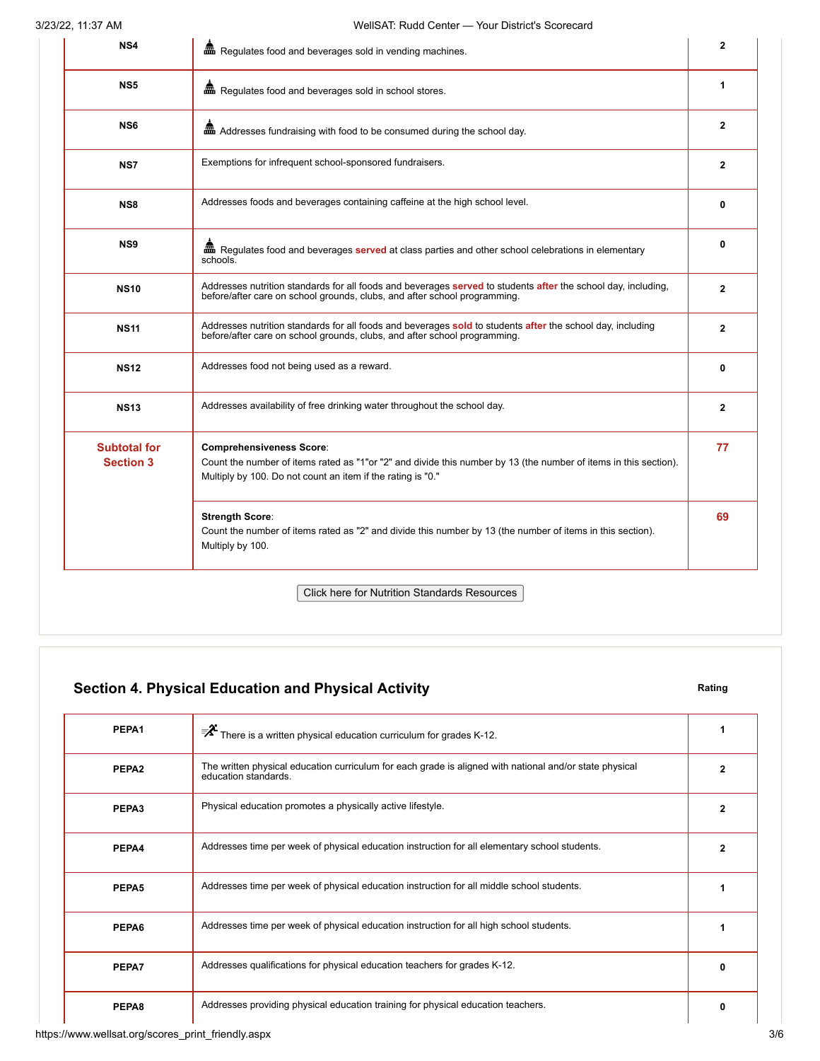| | | |
|---|---|---|
| NS4 | Regulates food and beverages sold in vending machines. | 2 |
| NS5 | Regulates food and beverages sold in school stores. | 1 |
| NS6 | Addresses fundraising with food to be consumed during the school day. | 2 |
| NS7 | Exemptions for infrequent school-sponsored fundraisers. | 2 |
| NS8 | Addresses foods and beverages containing caffeine at the high school level. | 0 |
| NS9 | Regulates food and beverages **served** at class parties and other school celebrations in elementary schools. | 0 |
| NS10 | Addresses nutrition standards for all foods and beverages **served** to students **after** the school day, including, before/after care on school grounds, clubs, and after school programming. | 2 |
| NS11 | Addresses nutrition standards for all foods and beverages **sold** to students **after** the school day, including before/after care on school grounds, clubs, and after school programming. | 2 |
| NS12 | Addresses food not being used as a reward. | 0 |
| NS13 | Addresses availability of free drinking water throughout the school day. | 2 |
| **Subtotal for Section 3** | **Comprehensiveness Score**: Count the number of items rated as "1"or "2" and divide this number by 13 (the number of items in this section). Multiply by 100. Do not count an item if the rating is "0." | **77** |
| | **Strength Score**: Count the number of items rated as "2" and divide this number by 13 (the number of items in this section). Multiply by 100. | **69** |

Click here for Nutrition Standards Resources

## Section 4. Physical Education and Physical Activity

| | | Rating |
|---|---|---|
| PEPA1 | There is a written physical education curriculum for grades K-12. | 1 |
| PEPA2 | The written physical education curriculum for each grade is aligned with national and/or state physical education standards. | 2 |
| PEPA3 | Physical education promotes a physically active lifestyle. | 2 |
| PEPA4 | Addresses time per week of physical education instruction for all elementary school students. | 2 |
| PEPA5 | Addresses time per week of physical education instruction for all middle school students. | 1 |
| PEPA6 | Addresses time per week of physical education instruction for all high school students. | 1 |
| PEPA7 | Addresses qualifications for physical education teachers for grades K-12. | 0 |
| PEPA8 | Addresses providing physical education training for physical education teachers. | 0 |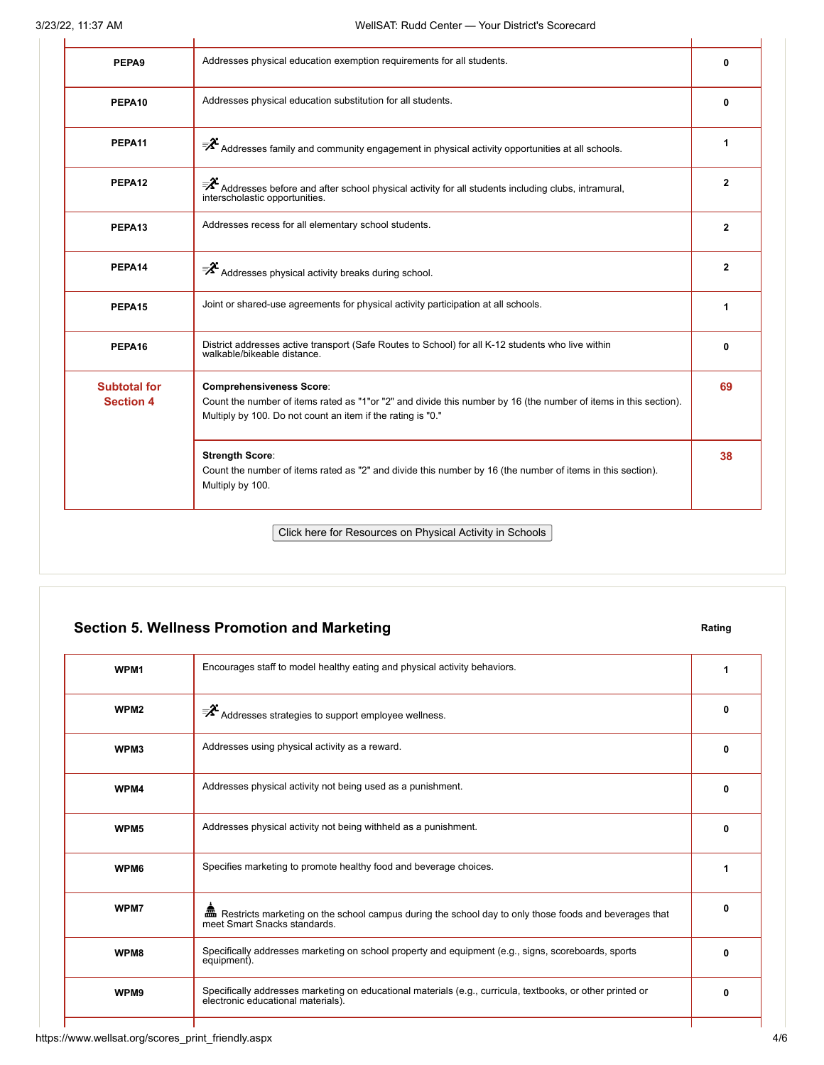| | | |
|---|---|---|
| PEPA9 | Addresses physical education exemption requirements for all students. | 0 |
| PEPA10 | Addresses physical education substitution for all students. | 0 |
| PEPA11 | Addresses family and community engagement in physical activity opportunities at all schools. | 1 |
| PEPA12 | Addresses before and after school physical activity for all students including clubs, intramural, interscholastic opportunities. | 2 |
| PEPA13 | Addresses recess for all elementary school students. | 2 |
| PEPA14 | Addresses physical activity breaks during school. | 2 |
| PEPA15 | Joint or shared-use agreements for physical activity participation at all schools. | 1 |
| PEPA16 | District addresses active transport (Safe Routes to School) for all K-12 students who live within walkable/bikeable distance. | 0 |
| **Subtotal for Section 4** | **Comprehensiveness Score**: Count the number of items rated as "1"or "2" and divide this number by 16 (the number of items in this section). Multiply by 100. Do not count an item if the rating is "0." | **69** |
| | **Strength Score**: Count the number of items rated as "2" and divide this number by 16 (the number of items in this section). Multiply by 100. | **38** |

Click here for Resources on Physical Activity in Schools

## Section 5. Wellness Promotion and Marketing

| | | Rating |
|---|---|---|
| WPM1 | Encourages staff to model healthy eating and physical activity behaviors. | 1 |
| WPM2 | Addresses strategies to support employee wellness. | 0 |
| WPM3 | Addresses using physical activity as a reward. | 0 |
| WPM4 | Addresses physical activity not being used as a punishment. | 0 |
| WPM5 | Addresses physical activity not being withheld as a punishment. | 0 |
| WPM6 | Specifies marketing to promote healthy food and beverage choices. | 1 |
| WPM7 | Restricts marketing on the school campus during the school day to only those foods and beverages that meet Smart Snacks standards. | 0 |
| WPM8 | Specifically addresses marketing on school property and equipment (e.g., signs, scoreboards, sports equipment). | 0 |
| WPM9 | Specifically addresses marketing on educational materials (e.g., curricula, textbooks, or other printed or electronic educational materials). | 0 |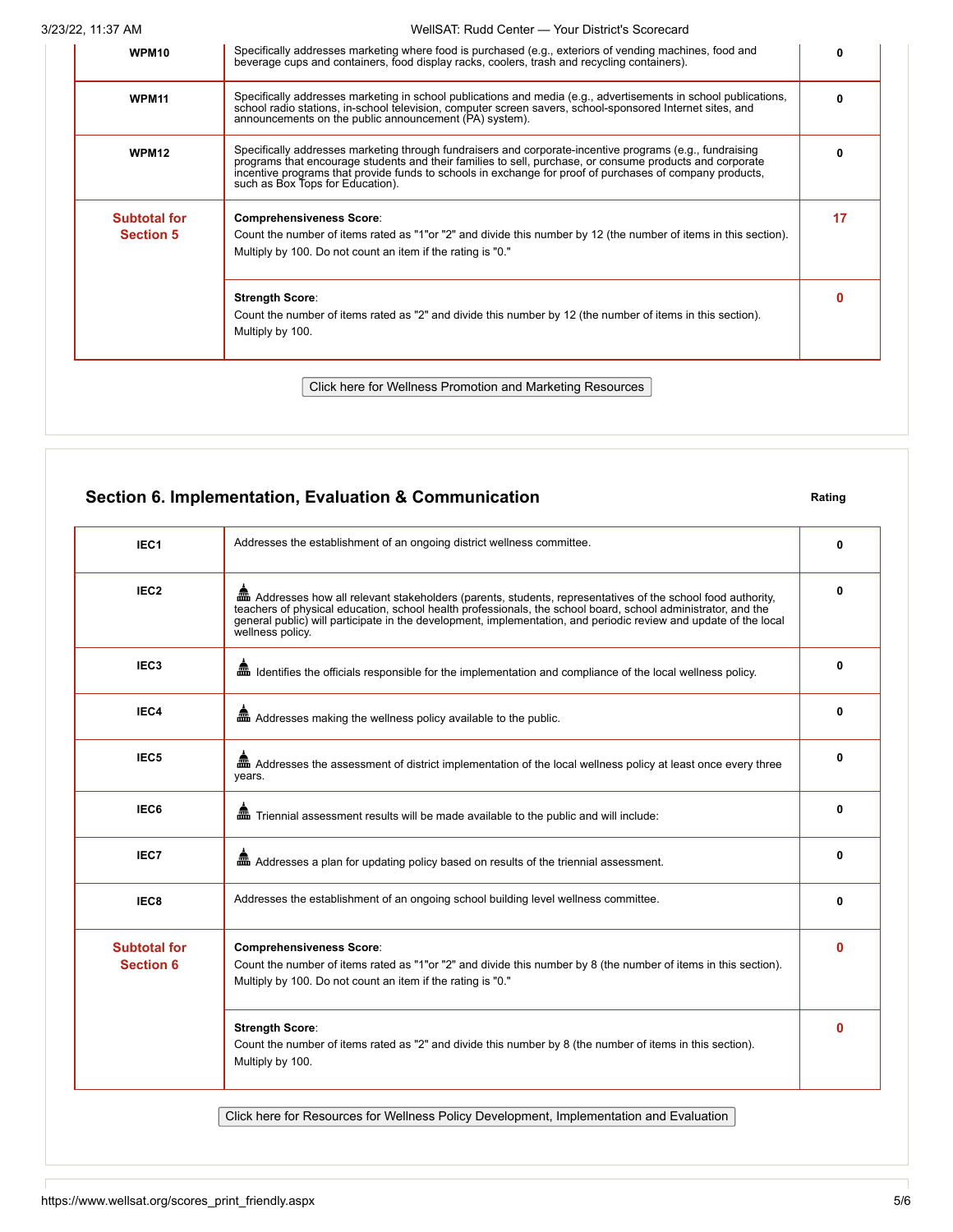| | | |
|---|---|---|
| WPM10 | Specifically addresses marketing where food is purchased (e.g., exteriors of vending machines, food and beverage cups and containers, food display racks, coolers, trash and recycling containers). | 0 |
| WPM11 | Specifically addresses marketing in school publications and media (e.g., advertisements in school publications, school radio stations, in-school television, computer screen savers, school-sponsored Internet sites, and announcements on the public announcement (PA) system). | 0 |
| WPM12 | Specifically addresses marketing through fundraisers and corporate-incentive programs (e.g., fundraising programs that encourage students and their families to sell, purchase, or consume products and corporate incentive programs that provide funds to schools in exchange for proof of purchases of company products, such as Box Tops for Education). | 0 |
| **Subtotal for Section 5** | **Comprehensiveness Score**: Count the number of items rated as "1"or "2" and divide this number by 12 (the number of items in this section). Multiply by 100. Do not count an item if the rating is "0." | **17** |
| | **Strength Score**: Count the number of items rated as "2" and divide this number by 12 (the number of items in this section). Multiply by 100. | **0** |

Click here for Wellness Promotion and Marketing Resources

## Section 6. Implementation, Evaluation & Communication

| | | Rating |
|---|---|---|
| IEC1 | Addresses the establishment of an ongoing district wellness committee. | 0 |
| IEC2 | Addresses how all relevant stakeholders (parents, students, representatives of the school food authority, teachers of physical education, school health professionals, the school board, school administrator, and the general public) will participate in the development, implementation, and periodic review and update of the local wellness policy. | 0 |
| IEC3 | Identifies the officials responsible for the implementation and compliance of the local wellness policy. | 0 |
| IEC4 | Addresses making the wellness policy available to the public. | 0 |
| IEC5 | Addresses the assessment of district implementation of the local wellness policy at least once every three years. | 0 |
| IEC6 | Triennial assessment results will be made available to the public and will include: | 0 |
| IEC7 | Addresses a plan for updating policy based on results of the triennial assessment. | 0 |
| IEC8 | Addresses the establishment of an ongoing school building level wellness committee. | 0 |
| **Subtotal for Section 6** | **Comprehensiveness Score**: Count the number of items rated as "1"or "2" and divide this number by 8 (the number of items in this section). Multiply by 100. Do not count an item if the rating is "0." | **0** |
| | **Strength Score**: Count the number of items rated as "2" and divide this number by 8 (the number of items in this section). Multiply by 100. | **0** |

Click here for Resources for Wellness Policy Development, Implementation and Evaluation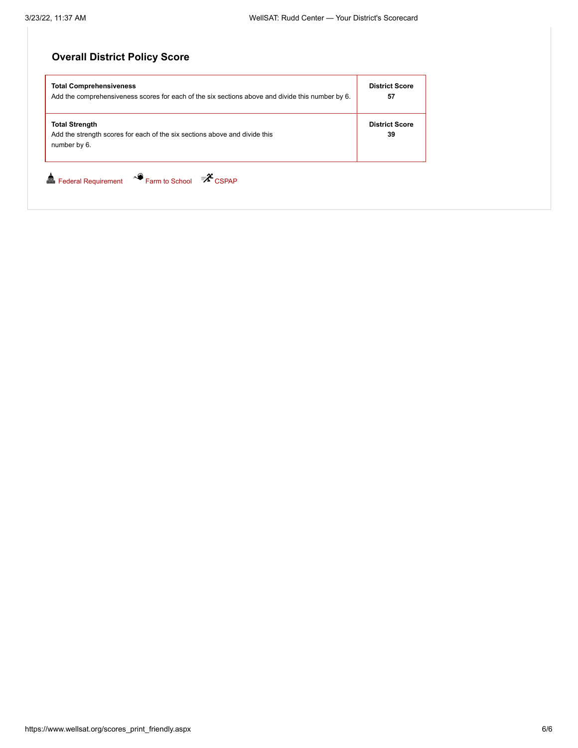## Overall District Policy Score

| | |
|---|---|
| **Total Comprehensiveness**<br>Add the comprehensiveness scores for each of the six sections above and divide this number by 6. | **District Score**<br>**57** |
| **Total Strength**<br>Add the strength scores for each of the six sections above and divide this number by 6. | **District Score**<br>**39** |

Federal Requirement   Farm to School   CSPAP